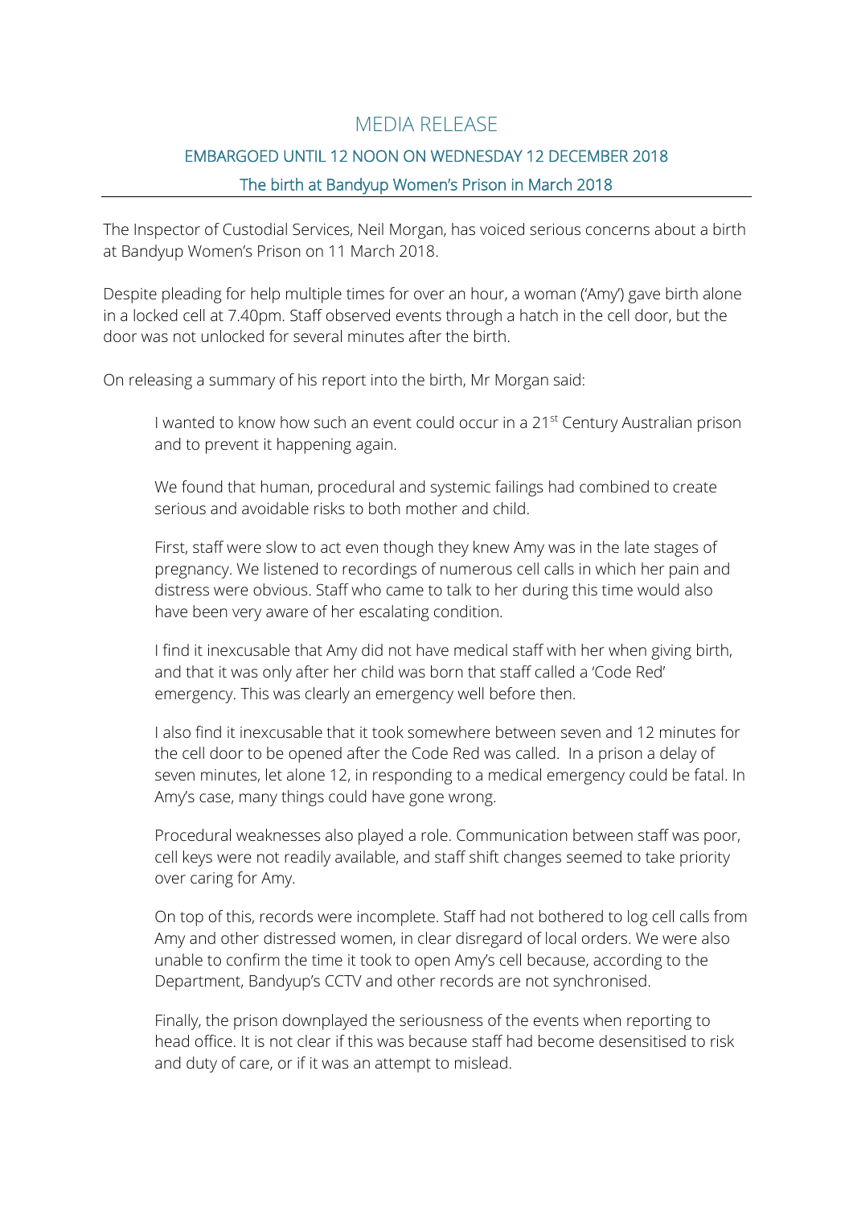# MEDIA RELEASE

## EMBARGOED UNTIL 12 NOON ON WEDNESDAY 12 DECEMBER 2018

### The birth at Bandyup Women's Prison in March 2018

---

The Inspector of Custodial Services, Neil Morgan, has voiced serious concerns about a birth at Bandyup Women's Prison on 11 March 2018.

Despite pleading for help multiple times for over an hour, a woman ('Amy') gave birth alone in a locked cell at 7.40pm. Staff observed events through a hatch in the cell door, but the door was not unlocked for several minutes after the birth.

On releasing a summary of his report into the birth, Mr Morgan said:

> I wanted to know how such an event could occur in a 21st Century Australian prison and to prevent it happening again.
>
> We found that human, procedural and systemic failings had combined to create serious and avoidable risks to both mother and child.
>
> First, staff were slow to act even though they knew Amy was in the late stages of pregnancy. We listened to recordings of numerous cell calls in which her pain and distress were obvious. Staff who came to talk to her during this time would also have been very aware of her escalating condition.
>
> I find it inexcusable that Amy did not have medical staff with her when giving birth, and that it was only after her child was born that staff called a 'Code Red' emergency. This was clearly an emergency well before then.
>
> I also find it inexcusable that it took somewhere between seven and 12 minutes for the cell door to be opened after the Code Red was called. In a prison a delay of seven minutes, let alone 12, in responding to a medical emergency could be fatal. In Amy's case, many things could have gone wrong.
>
> Procedural weaknesses also played a role. Communication between staff was poor, cell keys were not readily available, and staff shift changes seemed to take priority over caring for Amy.
>
> On top of this, records were incomplete. Staff had not bothered to log cell calls from Amy and other distressed women, in clear disregard of local orders. We were also unable to confirm the time it took to open Amy's cell because, according to the Department, Bandyup's CCTV and other records are not synchronised.
>
> Finally, the prison downplayed the seriousness of the events when reporting to head office. It is not clear if this was because staff had become desensitised to risk and duty of care, or if it was an attempt to mislead.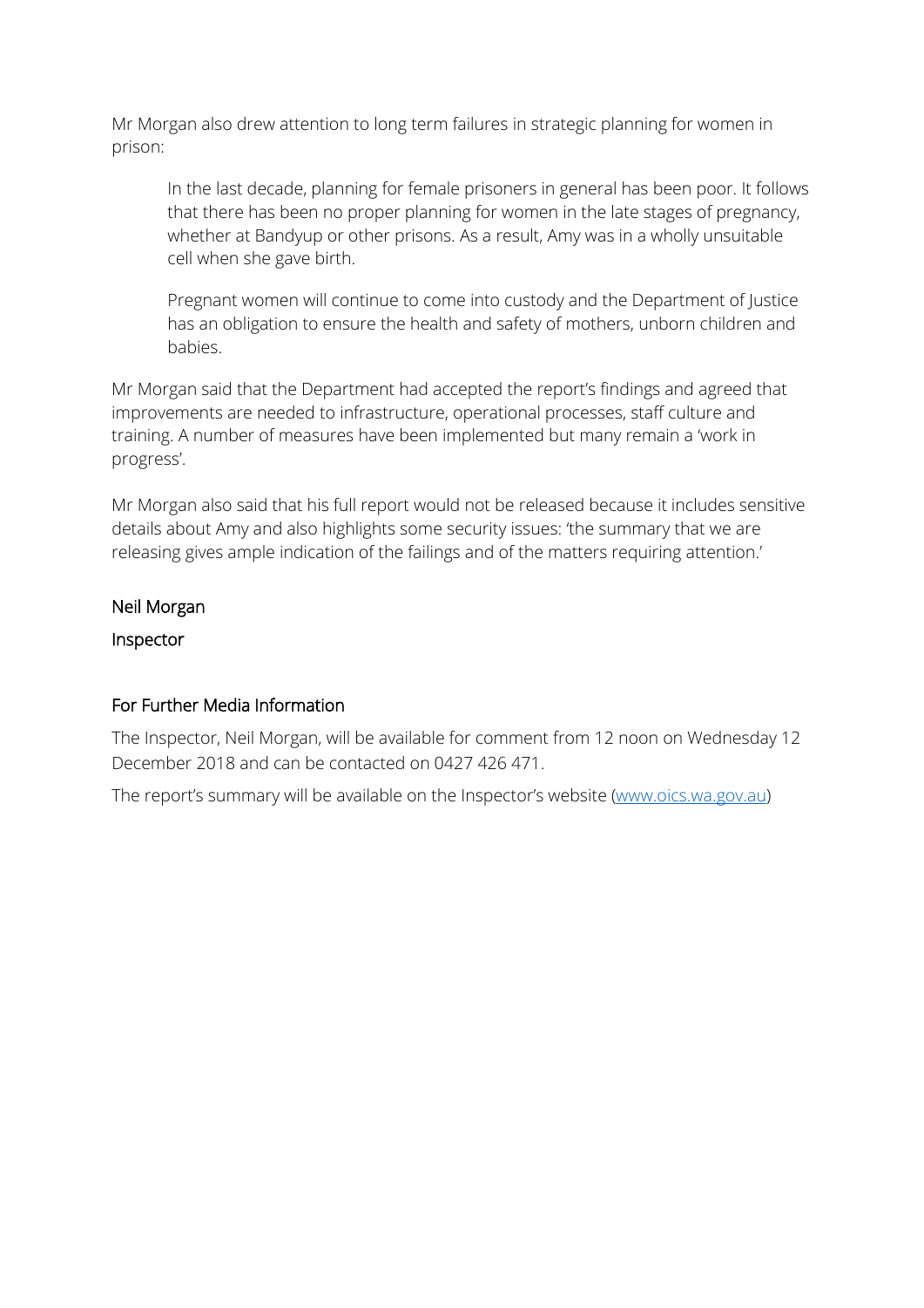Mr Morgan also drew attention to long term failures in strategic planning for women in prison:

> In the last decade, planning for female prisoners in general has been poor. It follows that there has been no proper planning for women in the late stages of pregnancy, whether at Bandyup or other prisons. As a result, Amy was in a wholly unsuitable cell when she gave birth.
>
> Pregnant women will continue to come into custody and the Department of Justice has an obligation to ensure the health and safety of mothers, unborn children and babies.

Mr Morgan said that the Department had accepted the report's findings and agreed that improvements are needed to infrastructure, operational processes, staff culture and training. A number of measures have been implemented but many remain a 'work in progress'.

Mr Morgan also said that his full report would not be released because it includes sensitive details about Amy and also highlights some security issues: 'the summary that we are releasing gives ample indication of the failings and of the matters requiring attention.'

Neil Morgan

Inspector

## For Further Media Information

The Inspector, Neil Morgan, will be available for comment from 12 noon on Wednesday 12 December 2018 and can be contacted on 0427 426 471.

The report's summary will be available on the Inspector's website (www.oics.wa.gov.au)